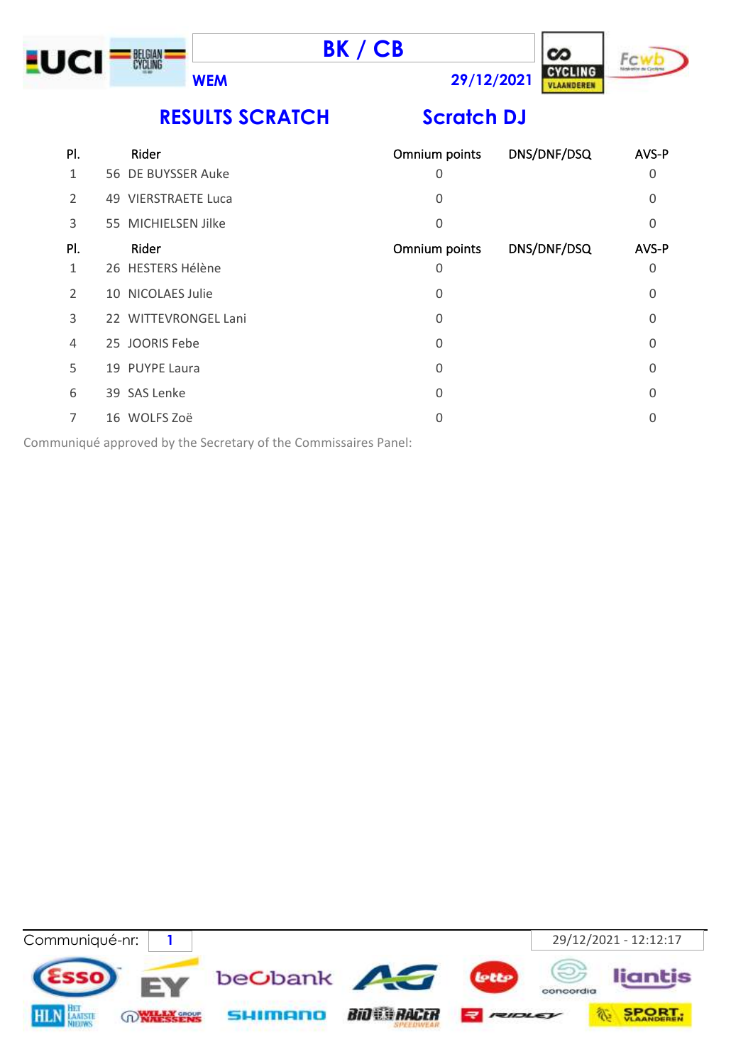# BK / CB

**WEM** **29/12/2021**

## RESULTS SCRATCH — Scratch DJ

| Pl. | | Rider | Omnium points | DNS/DNF/DSQ | AVS-P |
|---|---|---|---|---|---|
| 1 | 56 | DE BUYSSER Auke | 0 | | 0 |
| 2 | 49 | VIERSTRAETE Luca | 0 | | 0 |
| 3 | 55 | MICHIELSEN Jilke | 0 | | 0 |

| Pl. | | Rider | Omnium points | DNS/DNF/DSQ | AVS-P |
|---|---|---|---|---|---|
| 1 | 26 | HESTERS Hélène | 0 | | 0 |
| 2 | 10 | NICOLAES Julie | 0 | | 0 |
| 3 | 22 | WITTEVRONGEL Lani | 0 | | 0 |
| 4 | 25 | JOORIS Febe | 0 | | 0 |
| 5 | 19 | PUYPE Laura | 0 | | 0 |
| 6 | 39 | SAS Lenke | 0 | | 0 |
| 7 | 16 | WOLFS Zoë | 0 | | 0 |

Communiqué approved by the Secretary of the Commissaires Panel:

Communiqué-nr: 1 29/12/2021 - 12:12:17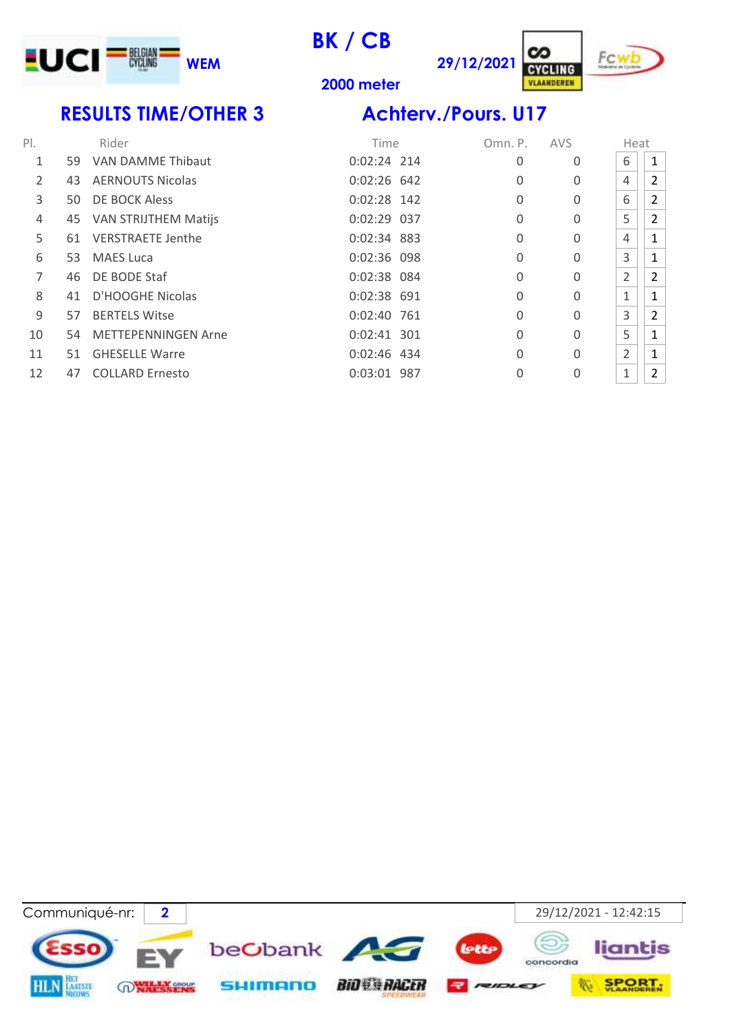# BK / CB

WEM

29/12/2021

2000 meter

## RESULTS TIME/OTHER 3

## Achterv./Pours. U17

| Pl. | | Rider | Time | | Omn. P. | AVS | Heat | |
|---|---|---|---|---|---|---|---|---|
| 1 | 59 | VAN DAMME Thibaut | 0:02:24 | 214 | 0 | 0 | 6 | 1 |
| 2 | 43 | AERNOUTS Nicolas | 0:02:26 | 642 | 0 | 0 | 4 | 2 |
| 3 | 50 | DE BOCK Aless | 0:02:28 | 142 | 0 | 0 | 6 | 2 |
| 4 | 45 | VAN STRIJTHEM Matijs | 0:02:29 | 037 | 0 | 0 | 5 | 2 |
| 5 | 61 | VERSTRAETE Jenthe | 0:02:34 | 883 | 0 | 0 | 4 | 1 |
| 6 | 53 | MAES Luca | 0:02:36 | 098 | 0 | 0 | 3 | 1 |
| 7 | 46 | DE BODE Staf | 0:02:38 | 084 | 0 | 0 | 2 | 2 |
| 8 | 41 | D'HOOGHE Nicolas | 0:02:38 | 691 | 0 | 0 | 1 | 1 |
| 9 | 57 | BERTELS Witse | 0:02:40 | 761 | 0 | 0 | 3 | 2 |
| 10 | 54 | METTEPENNINGEN Arne | 0:02:41 | 301 | 0 | 0 | 5 | 1 |
| 11 | 51 | GHESELLE Warre | 0:02:46 | 434 | 0 | 0 | 2 | 1 |
| 12 | 47 | COLLARD Ernesto | 0:03:01 | 987 | 0 | 0 | 1 | 2 |

Communiqué-nr: 2

29/12/2021 - 12:42:15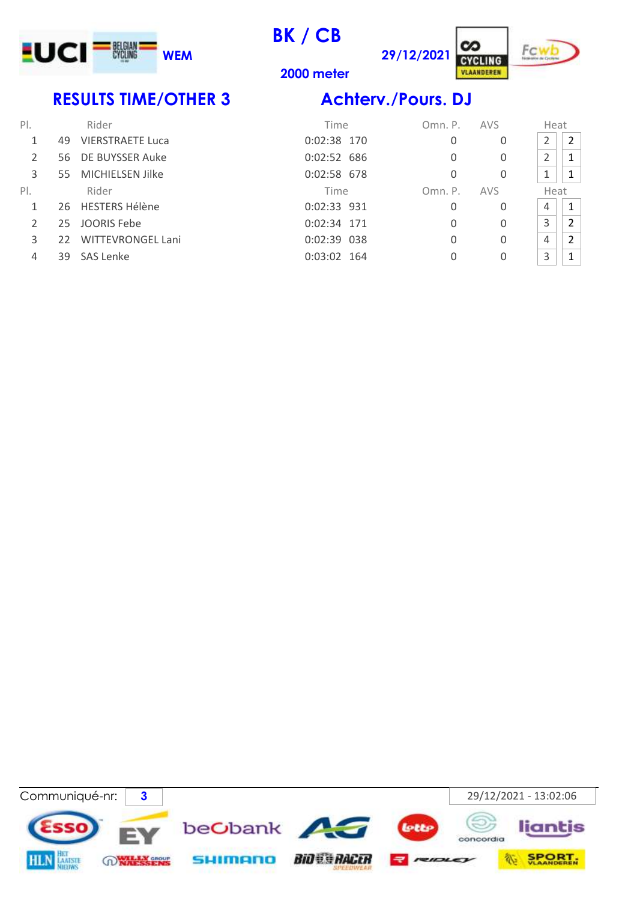UCI | BELGIAN CYCLING | WEM

# BK / CB

**2000 meter**

**29/12/2021**

CYCLING VLAANDEREN | Fcwb

## RESULTS TIME/OTHER 3

## Achterv./Pours. DJ

| Pl. | | Rider | Time | | Omn. P. | AVS | Heat | |
|---|---|---|---|---|---|---|---|---|
| 1 | 49 | VIERSTRAETE Luca | 0:02:38 | 170 | 0 | 0 | 2 | 2 |
| 2 | 56 | DE BUYSSER Auke | 0:02:52 | 686 | 0 | 0 | 2 | 1 |
| 3 | 55 | MICHIELSEN Jilke | 0:02:58 | 678 | 0 | 0 | 1 | 1 |

| Pl. | | Rider | Time | | Omn. P. | AVS | Heat | |
|---|---|---|---|---|---|---|---|---|
| 1 | 26 | HESTERS Hélène | 0:02:33 | 931 | 0 | 0 | 4 | 1 |
| 2 | 25 | JOORIS Febe | 0:02:34 | 171 | 0 | 0 | 3 | 2 |
| 3 | 22 | WITTEVRONGEL Lani | 0:02:39 | 038 | 0 | 0 | 4 | 2 |
| 4 | 39 | SAS Lenke | 0:03:02 | 164 | 0 | 0 | 3 | 1 |

Communiqué-nr: **3**

29/12/2021 - 13:02:06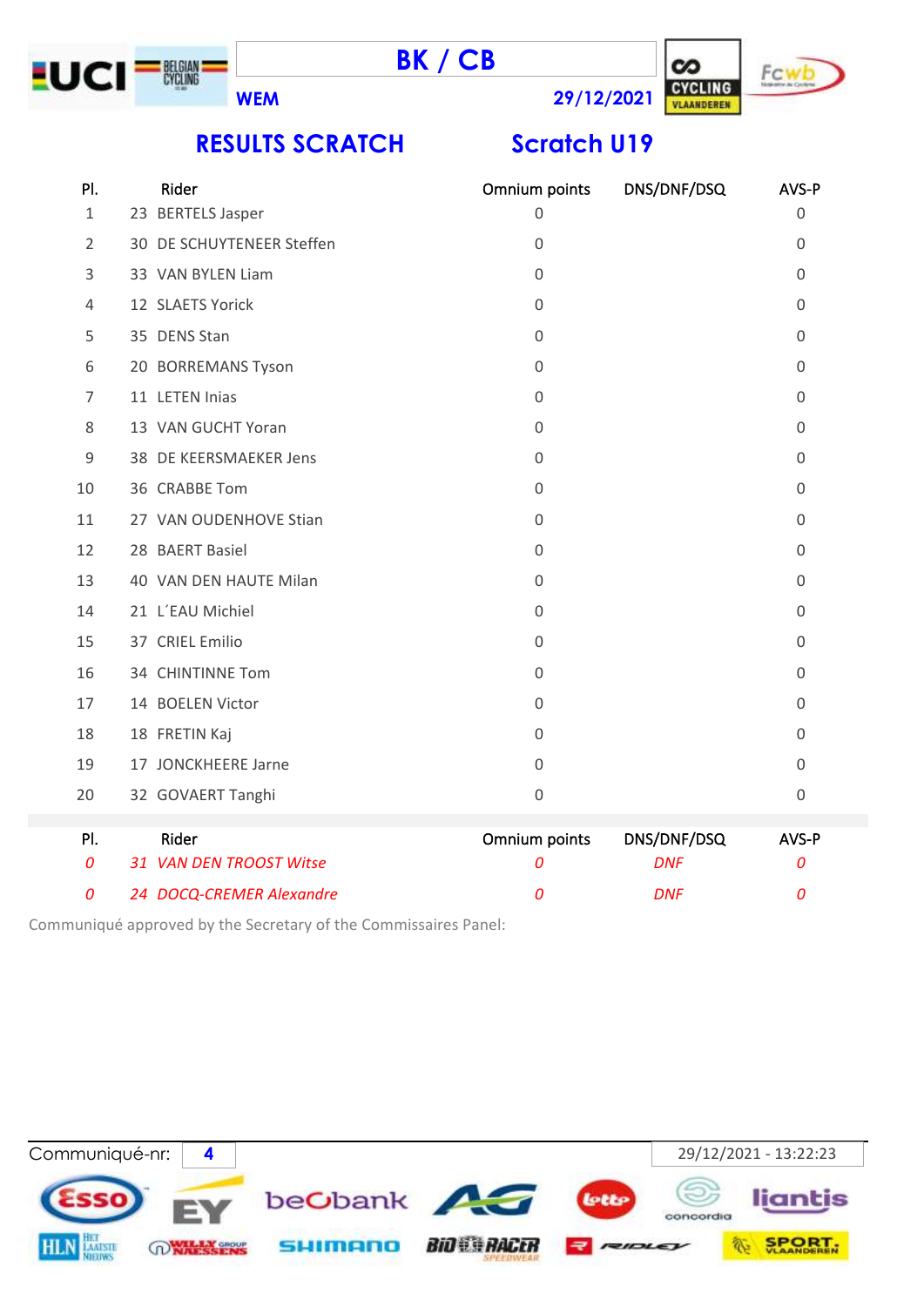# BK / CB

**WEM** **29/12/2021**

## RESULTS SCRATCH Scratch U19

| Pl. | Rider | Omnium points | DNS/DNF/DSQ | AVS-P |
|---|---|---|---|---|
| 1 | 23 BERTELS Jasper | 0 | | 0 |
| 2 | 30 DE SCHUYTENEER Steffen | 0 | | 0 |
| 3 | 33 VAN BYLEN Liam | 0 | | 0 |
| 4 | 12 SLAETS Yorick | 0 | | 0 |
| 5 | 35 DENS Stan | 0 | | 0 |
| 6 | 20 BORREMANS Tyson | 0 | | 0 |
| 7 | 11 LETEN Inias | 0 | | 0 |
| 8 | 13 VAN GUCHT Yoran | 0 | | 0 |
| 9 | 38 DE KEERSMAEKER Jens | 0 | | 0 |
| 10 | 36 CRABBE Tom | 0 | | 0 |
| 11 | 27 VAN OUDENHOVE Stian | 0 | | 0 |
| 12 | 28 BAERT Basiel | 0 | | 0 |
| 13 | 40 VAN DEN HAUTE Milan | 0 | | 0 |
| 14 | 21 L´EAU Michiel | 0 | | 0 |
| 15 | 37 CRIEL Emilio | 0 | | 0 |
| 16 | 34 CHINTINNE Tom | 0 | | 0 |
| 17 | 14 BOELEN Victor | 0 | | 0 |
| 18 | 18 FRETIN Kaj | 0 | | 0 |
| 19 | 17 JONCKHEERE Jarne | 0 | | 0 |
| 20 | 32 GOVAERT Tanghi | 0 | | 0 |

| Pl. | Rider | Omnium points | DNS/DNF/DSQ | AVS-P |
|---|---|---|---|---|
| *0* | *31 VAN DEN TROOST Witse* | *0* | *DNF* | *0* |
| *0* | *24 DOCQ-CREMER Alexandre* | *0* | *DNF* | *0* |

Communiqué approved by the Secretary of the Commissaires Panel:

Communiqué-nr: **4** 29/12/2021 - 13:22:23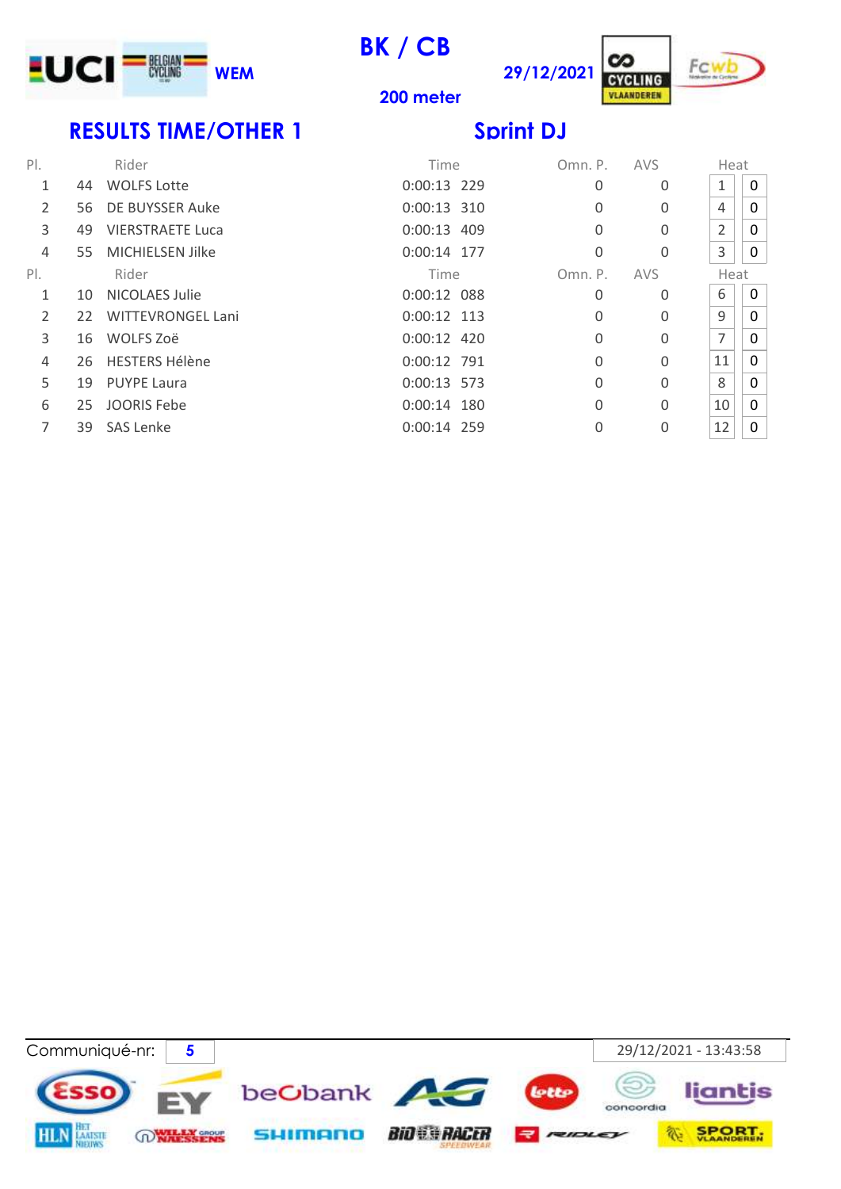WEM

# BK / CB

200 meter

29/12/2021

## RESULTS TIME/OTHER 1

## Sprint DJ

| Pl. | | Rider | Time | | Omn. P. | AVS | Heat | |
|---|---|---|---|---|---|---|---|---|
| 1 | 44 | WOLFS Lotte | 0:00:13 | 229 | 0 | 0 | 1 | 0 |
| 2 | 56 | DE BUYSSER Auke | 0:00:13 | 310 | 0 | 0 | 4 | 0 |
| 3 | 49 | VIERSTRAETE Luca | 0:00:13 | 409 | 0 | 0 | 2 | 0 |
| 4 | 55 | MICHIELSEN Jilke | 0:00:14 | 177 | 0 | 0 | 3 | 0 |

| Pl. | | Rider | Time | | Omn. P. | AVS | Heat | |
|---|---|---|---|---|---|---|---|---|
| 1 | 10 | NICOLAES Julie | 0:00:12 | 088 | 0 | 0 | 6 | 0 |
| 2 | 22 | WITTEVRONGEL Lani | 0:00:12 | 113 | 0 | 0 | 9 | 0 |
| 3 | 16 | WOLFS Zoë | 0:00:12 | 420 | 0 | 0 | 7 | 0 |
| 4 | 26 | HESTERS Hélène | 0:00:12 | 791 | 0 | 0 | 11 | 0 |
| 5 | 19 | PUYPE Laura | 0:00:13 | 573 | 0 | 0 | 8 | 0 |
| 6 | 25 | JOORIS Febe | 0:00:14 | 180 | 0 | 0 | 10 | 0 |
| 7 | 39 | SAS Lenke | 0:00:14 | 259 | 0 | 0 | 12 | 0 |

Communiqué-nr: 5

29/12/2021 - 13:43:58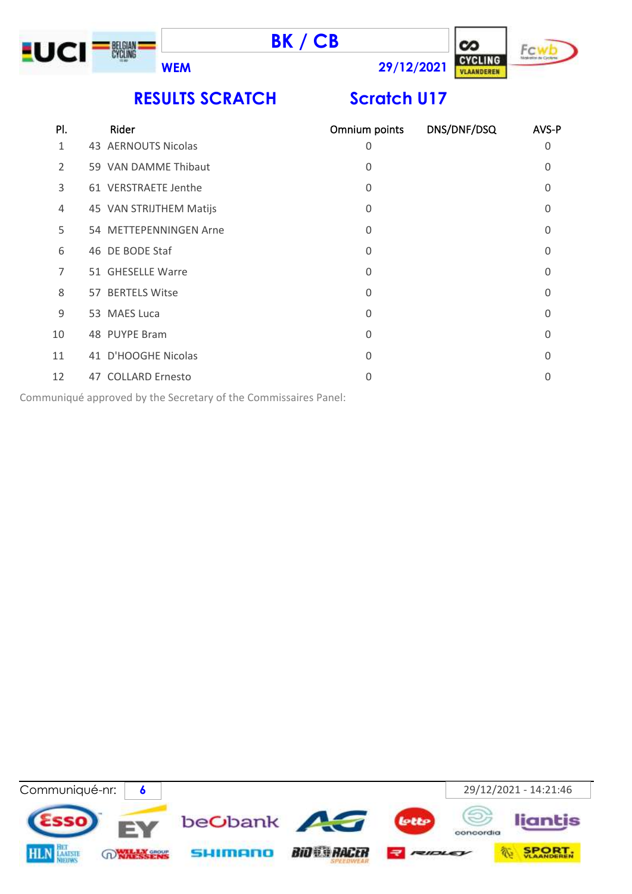# BK / CB

WEM 29/12/2021

## RESULTS SCRATCH

## Scratch U17

| Pl. | Rider | Omnium points | DNS/DNF/DSQ | AVS-P |
|---|---|---|---|---|
| 1 | 43 AERNOUTS Nicolas | 0 | | 0 |
| 2 | 59 VAN DAMME Thibaut | 0 | | 0 |
| 3 | 61 VERSTRAETE Jenthe | 0 | | 0 |
| 4 | 45 VAN STRIJTHEM Matijs | 0 | | 0 |
| 5 | 54 METTEPENNINGEN Arne | 0 | | 0 |
| 6 | 46 DE BODE Staf | 0 | | 0 |
| 7 | 51 GHESELLE Warre | 0 | | 0 |
| 8 | 57 BERTELS Witse | 0 | | 0 |
| 9 | 53 MAES Luca | 0 | | 0 |
| 10 | 48 PUYPE Bram | 0 | | 0 |
| 11 | 41 D'HOOGHE Nicolas | 0 | | 0 |
| 12 | 47 COLLARD Ernesto | 0 | | 0 |

Communiqué approved by the Secretary of the Commissaires Panel:

Communiqué-nr: 6 | 29/12/2021 - 14:21:46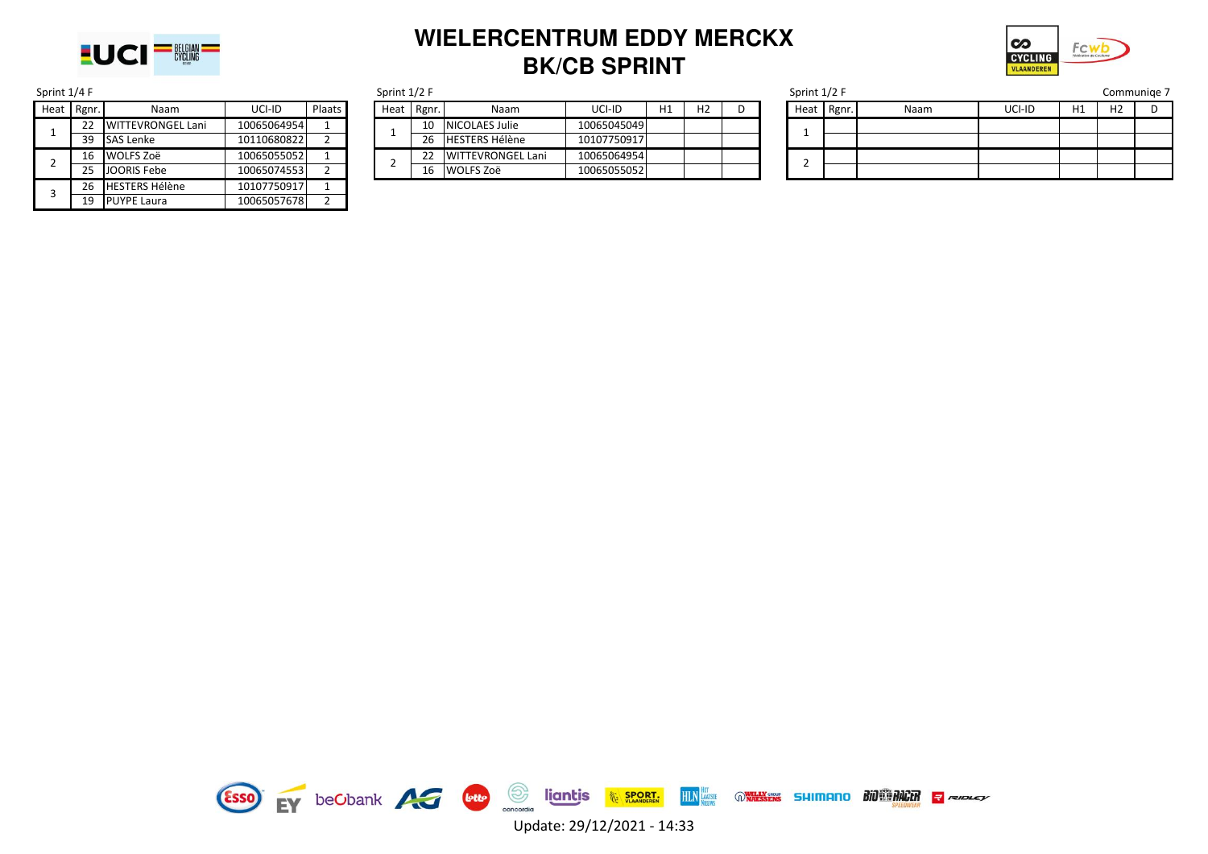# WIELERCENTRUM EDDY MERCKX
## BK/CB SPRINT

Sprint 1/4 F

| Heat | Rgnr. | Naam | UCI-ID | Plaats |
|---|---|---|---|---|
| 1 | 22 | WITTEVRONGEL Lani | 10065064954 | 1 |
| | 39 | SAS Lenke | 10110680822 | 2 |
| 2 | 16 | WOLFS Zoë | 10065055052 | 1 |
| | 25 | JOORIS Febe | 10065074553 | 2 |
| 3 | 26 | HESTERS Hélène | 10107750917 | 1 |
| | 19 | PUYPE Laura | 10065057678 | 2 |

Sprint 1/2 F

| Heat | Rgnr. | Naam | UCI-ID | H1 | H2 | D |
|---|---|---|---|---|---|---|
| 1 | 10 | NICOLAES Julie | 10065045049 | | | |
| | 26 | HESTERS Hélène | 10107750917 | | | |
| 2 | 22 | WITTEVRONGEL Lani | 10065064954 | | | |
| | 16 | WOLFS Zoë | 10065055052 | | | |

Sprint 1/2 F

Communiqe 7

| Heat | Rgnr. | Naam | UCI-ID | H1 | H2 | D |
|---|---|---|---|---|---|---|
| 1 | | | | | | |
| | | | | | | |
| 2 | | | | | | |
| | | | | | | |

Update: 29/12/2021 - 14:33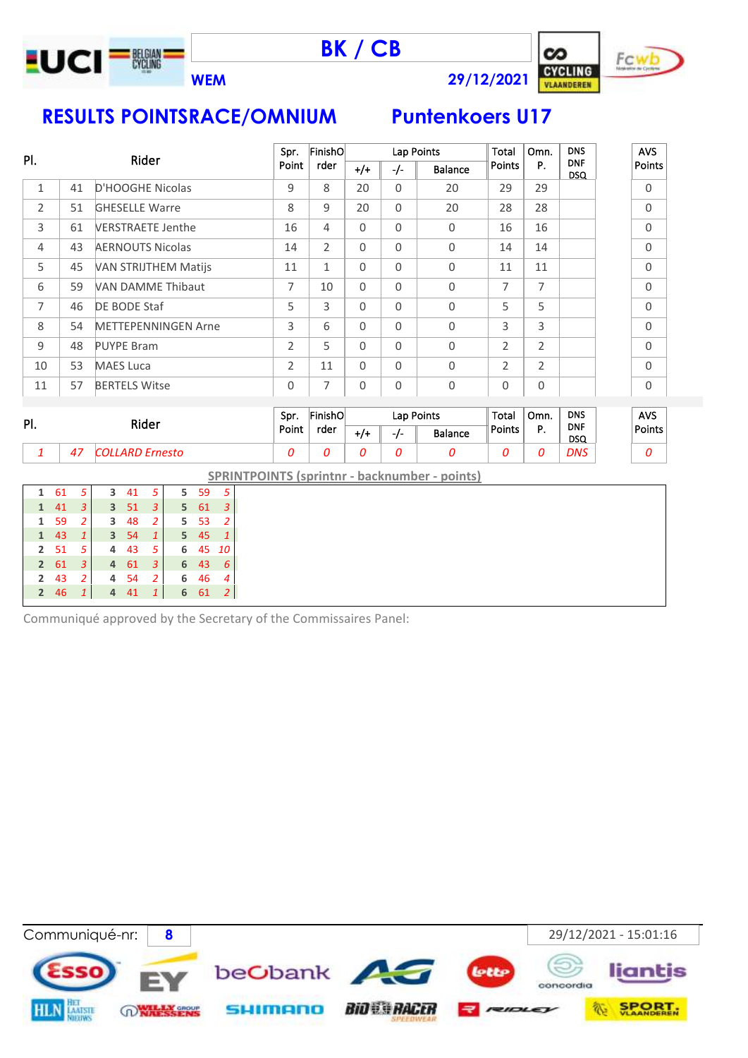# BK / CB

WEM — 29/12/2021

## RESULTS POINTSRACE/OMNIUM — Puntenkoers U17

| Pl. | | Rider | Spr. Point | FinishOrder | Lap Points +/+ | Lap Points -/- | Lap Points Balance | Total Points | Omn. P. | DNS DNF DSQ | AVS Points |
|---|---|---|---|---|---|---|---|---|---|---|---|
| 1 | 41 | D'HOOGHE Nicolas | 9 | 8 | 20 | 0 | 20 | 29 | 29 | | 0 |
| 2 | 51 | GHESELLE Warre | 8 | 9 | 20 | 0 | 20 | 28 | 28 | | 0 |
| 3 | 61 | VERSTRAETE Jenthe | 16 | 4 | 0 | 0 | 0 | 16 | 16 | | 0 |
| 4 | 43 | AERNOUTS Nicolas | 14 | 2 | 0 | 0 | 0 | 14 | 14 | | 0 |
| 5 | 45 | VAN STRIJTHEM Matijs | 11 | 1 | 0 | 0 | 0 | 11 | 11 | | 0 |
| 6 | 59 | VAN DAMME Thibaut | 7 | 10 | 0 | 0 | 0 | 7 | 7 | | 0 |
| 7 | 46 | DE BODE Staf | 5 | 3 | 0 | 0 | 0 | 5 | 5 | | 0 |
| 8 | 54 | METTEPENNINGEN Arne | 3 | 6 | 0 | 0 | 0 | 3 | 3 | | 0 |
| 9 | 48 | PUYPE Bram | 2 | 5 | 0 | 0 | 0 | 2 | 2 | | 0 |
| 10 | 53 | MAES Luca | 2 | 11 | 0 | 0 | 0 | 2 | 2 | | 0 |
| 11 | 57 | BERTELS Witse | 0 | 7 | 0 | 0 | 0 | 0 | 0 | | 0 |

| Pl. | | Rider | Spr. Point | FinishOrder | Lap Points +/+ | Lap Points -/- | Lap Points Balance | Total Points | Omn. P. | DNS DNF DSQ | AVS Points |
|---|---|---|---|---|---|---|---|---|---|---|---|
| *1* | *47* | *COLLARD Ernesto* | *0* | *0* | *0* | *0* | *0* | *0* | *0* | *DNS* | *0* |

**SPRINTPOINTS (sprintnr - backnumber - points)**

| | | | | | | | | |
|---|---|---|---|---|---|---|---|---|
| 1 | 61 | 5 | 3 | 41 | 5 | 5 | 59 | 5 |
| 1 | 41 | 3 | 3 | 51 | 3 | 5 | 61 | 3 |
| 1 | 59 | 2 | 3 | 48 | 2 | 5 | 53 | 2 |
| 1 | 43 | 1 | 3 | 54 | 1 | 5 | 45 | 1 |
| 2 | 51 | 5 | 4 | 43 | 5 | 6 | 45 | 10 |
| 2 | 61 | 3 | 4 | 61 | 3 | 6 | 43 | 6 |
| 2 | 43 | 2 | 4 | 54 | 2 | 6 | 46 | 4 |
| 2 | 46 | 1 | 4 | 41 | 1 | 6 | 61 | 2 |

Communiqué approved by the Secretary of the Commissaires Panel:

Communiqué-nr: 8 — 29/12/2021 - 15:01:16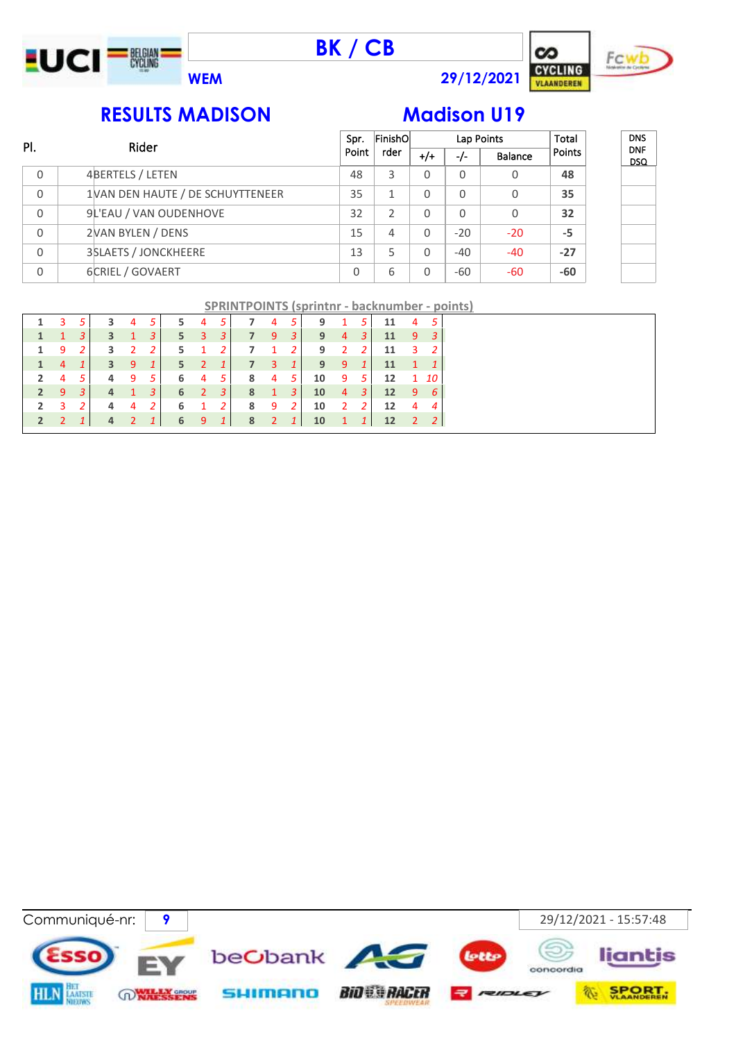# BK / CB

**WEM** **29/12/2021**

## RESULTS MADISON

## Madison U19

| Pl. | | Rider | Spr. Point | FinishOrder | Lap Points +/+ | Lap Points -/- | Lap Points Balance | Total Points | DNS DNF DSQ |
|---|---|---|---|---|---|---|---|---|---|
| 0 | 4 | BERTELS / LETEN | 48 | 3 | 0 | 0 | 0 | **48** | |
| 0 | 1 | VAN DEN HAUTE / DE SCHUYTTENEER | 35 | 1 | 0 | 0 | 0 | **35** | |
| 0 | 9 | L'EAU / VAN OUDENHOVE | 32 | 2 | 0 | 0 | 0 | **32** | |
| 0 | 2 | VAN BYLEN / DENS | 15 | 4 | 0 | -20 | -20 | **-5** | |
| 0 | 3 | SLAETS / JONCKHEERE | 13 | 5 | 0 | -40 | -40 | **-27** | |
| 0 | 6 | CRIEL / GOVAERT | 0 | 6 | 0 | -60 | -60 | **-60** | |

**SPRINTPOINTS (sprintnr - backnumber - points)**

| | | | | | | | | | | | | | | | | | |
|---|---|---|---|---|---|---|---|---|---|---|---|---|---|---|---|---|---|
| 1 | 3 | 5 | 3 | 4 | 5 | 5 | 4 | 5 | 7 | 4 | 5 | 9 | 1 | 5 | 11 | 4 | 5 |
| 1 | 1 | 3 | 3 | 1 | 3 | 5 | 3 | 3 | 7 | 9 | 3 | 9 | 4 | 3 | 11 | 9 | 3 |
| 1 | 9 | 2 | 3 | 2 | 2 | 5 | 1 | 2 | 7 | 1 | 2 | 9 | 2 | 2 | 11 | 3 | 2 |
| 1 | 4 | 1 | 3 | 9 | 1 | 5 | 2 | 1 | 7 | 3 | 1 | 9 | 9 | 1 | 11 | 1 | 1 |
| 2 | 4 | 5 | 4 | 9 | 5 | 6 | 4 | 5 | 8 | 4 | 5 | 10 | 9 | 5 | 12 | 1 | 10 |
| 2 | 9 | 3 | 4 | 1 | 3 | 6 | 2 | 3 | 8 | 1 | 3 | 10 | 4 | 3 | 12 | 9 | 6 |
| 2 | 3 | 2 | 4 | 4 | 2 | 6 | 1 | 2 | 8 | 9 | 2 | 10 | 2 | 2 | 12 | 4 | 4 |
| 2 | 2 | 1 | 4 | 2 | 1 | 6 | 9 | 1 | 8 | 2 | 1 | 10 | 1 | 1 | 12 | 2 | 2 |

Communiqué-nr: **9**

29/12/2021 - 15:57:48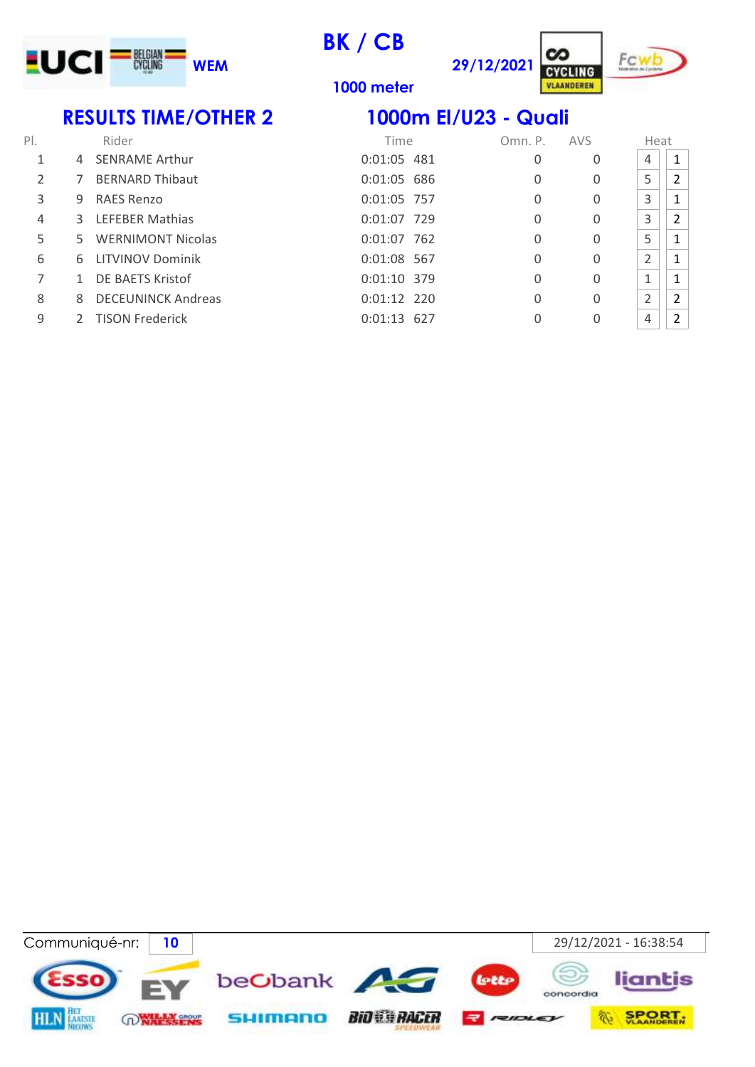WEM

# BK / CB

1000 meter

29/12/2021

## RESULTS TIME/OTHER 2

## 1000m El/U23 - Quali

| Pl. | | Rider | Time | | Omn. P. | AVS | Heat | |
|---|---|---|---|---|---|---|---|---|
| 1 | 4 | SENRAME Arthur | 0:01:05 | 481 | 0 | 0 | 4 | 1 |
| 2 | 7 | BERNARD Thibaut | 0:01:05 | 686 | 0 | 0 | 5 | 2 |
| 3 | 9 | RAES Renzo | 0:01:05 | 757 | 0 | 0 | 3 | 1 |
| 4 | 3 | LEFEBER Mathias | 0:01:07 | 729 | 0 | 0 | 3 | 2 |
| 5 | 5 | WERNIMONT Nicolas | 0:01:07 | 762 | 0 | 0 | 5 | 1 |
| 6 | 6 | LITVINOV Dominik | 0:01:08 | 567 | 0 | 0 | 2 | 1 |
| 7 | 1 | DE BAETS Kristof | 0:01:10 | 379 | 0 | 0 | 1 | 1 |
| 8 | 8 | DECEUNINCK Andreas | 0:01:12 | 220 | 0 | 0 | 2 | 2 |
| 9 | 2 | TISON Frederick | 0:01:13 | 627 | 0 | 0 | 4 | 2 |

Communiqué-nr: 10

29/12/2021 - 16:38:54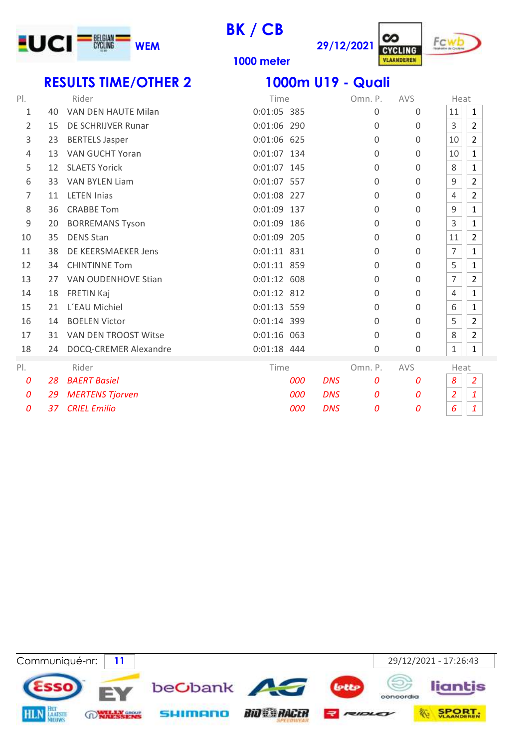UCI BELGIAN CYCLING WEM

# BK / CB

1000 meter

29/12/2021

## RESULTS TIME/OTHER 2

## 1000m U19 - Quali

| Pl. | | Rider | Time | | Omn. P. | AVS | Heat | |
|---|---|---|---|---|---|---|---|---|
| 1 | 40 | VAN DEN HAUTE Milan | 0:01:05 385 | | 0 | 0 | 11 | 1 |
| 2 | 15 | DE SCHRIJVER Runar | 0:01:06 290 | | 0 | 0 | 3 | 2 |
| 3 | 23 | BERTELS Jasper | 0:01:06 625 | | 0 | 0 | 10 | 2 |
| 4 | 13 | VAN GUCHT Yoran | 0:01:07 134 | | 0 | 0 | 10 | 1 |
| 5 | 12 | SLAETS Yorick | 0:01:07 145 | | 0 | 0 | 8 | 1 |
| 6 | 33 | VAN BYLEN Liam | 0:01:07 557 | | 0 | 0 | 9 | 2 |
| 7 | 11 | LETEN Inias | 0:01:08 227 | | 0 | 0 | 4 | 2 |
| 8 | 36 | CRABBE Tom | 0:01:09 137 | | 0 | 0 | 9 | 1 |
| 9 | 20 | BORREMANS Tyson | 0:01:09 186 | | 0 | 0 | 3 | 1 |
| 10 | 35 | DENS Stan | 0:01:09 205 | | 0 | 0 | 11 | 2 |
| 11 | 38 | DE KEERSMAEKER Jens | 0:01:11 831 | | 0 | 0 | 7 | 1 |
| 12 | 34 | CHINTINNE Tom | 0:01:11 859 | | 0 | 0 | 5 | 1 |
| 13 | 27 | VAN OUDENHOVE Stian | 0:01:12 608 | | 0 | 0 | 7 | 2 |
| 14 | 18 | FRETIN Kaj | 0:01:12 812 | | 0 | 0 | 4 | 1 |
| 15 | 21 | L´EAU Michiel | 0:01:13 559 | | 0 | 0 | 6 | 1 |
| 16 | 14 | BOELEN Victor | 0:01:14 399 | | 0 | 0 | 5 | 2 |
| 17 | 31 | VAN DEN TROOST Witse | 0:01:16 063 | | 0 | 0 | 8 | 2 |
| 18 | 24 | DOCQ-CREMER Alexandre | 0:01:18 444 | | 0 | 0 | 1 | 1 |

| Pl. | | Rider | Time | | Omn. P. | AVS | Heat | |
|---|---|---|---|---|---|---|---|---|
| *0* | *28* | *BAERT Basiel* | *000* | *DNS* | *0* | *0* | *8* | *2* |
| *0* | *29* | *MERTENS Tjorven* | *000* | *DNS* | *0* | *0* | *2* | *1* |
| *0* | *37* | *CRIEL Emilio* | *000* | *DNS* | *0* | *0* | *6* | *1* |

Communiqué-nr: 11

29/12/2021 - 17:26:43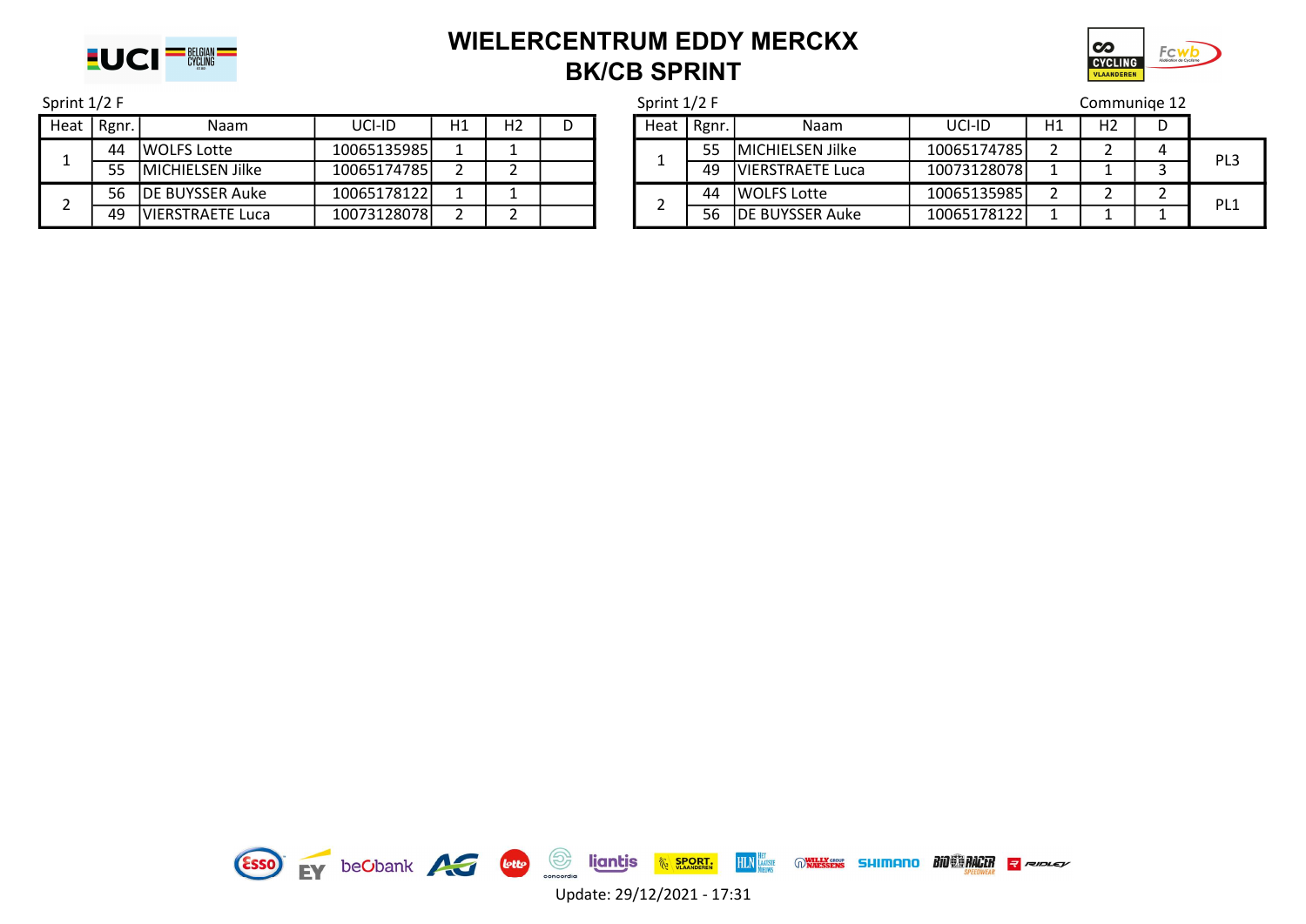# WIELERCENTRUM EDDY MERCKX
## BK/CB SPRINT

Sprint 1/2 F

| Heat | Rgnr. | Naam | UCI-ID | H1 | H2 | D |
|---|---|---|---|---|---|---|
| 1 | 44 | WOLFS Lotte | 10065135985 | 1 | 1 | |
| | 55 | MICHIELSEN Jilke | 10065174785 | 2 | 2 | |
| 2 | 56 | DE BUYSSER Auke | 10065178122 | 1 | 1 | |
| | 49 | VIERSTRAETE Luca | 10073128078 | 2 | 2 | |

Sprint 1/2 F

Communiqe 12

| Heat | Rgnr. | Naam | UCI-ID | H1 | H2 | D | |
|---|---|---|---|---|---|---|---|
| 1 | 55 | MICHIELSEN Jilke | 10065174785 | 2 | 2 | 4 | PL3 |
| | 49 | VIERSTRAETE Luca | 10073128078 | 1 | 1 | 3 | |
| 2 | 44 | WOLFS Lotte | 10065135985 | 2 | 2 | 2 | PL1 |
| | 56 | DE BUYSSER Auke | 10065178122 | 1 | 1 | 1 | |

Update: 29/12/2021 - 17:31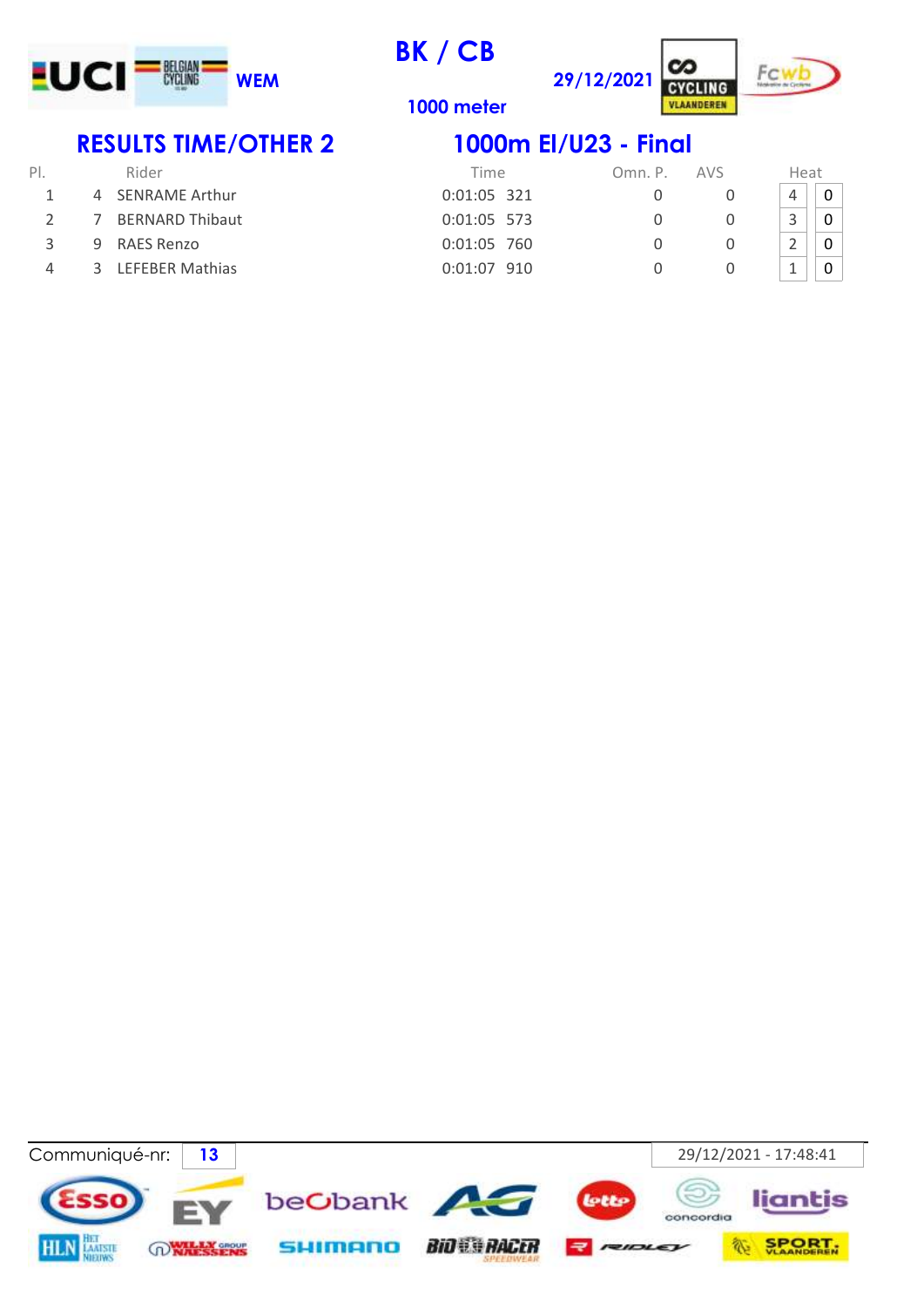WEM

# BK / CB

1000 meter

29/12/2021

## RESULTS TIME/OTHER 2

## 1000m El/U23 - Final

| Pl. | | Rider | Time | Omn. P. | AVS | Heat | |
|---|---|---|---|---|---|---|---|
| 1 | 4 | SENRAME Arthur | 0:01:05 321 | 0 | 0 | 4 | 0 |
| 2 | 7 | BERNARD Thibaut | 0:01:05 573 | 0 | 0 | 3 | 0 |
| 3 | 9 | RAES Renzo | 0:01:05 760 | 0 | 0 | 2 | 0 |
| 4 | 3 | LEFEBER Mathias | 0:01:07 910 | 0 | 0 | 1 | 0 |

Communiqué-nr: 13

29/12/2021 - 17:48:41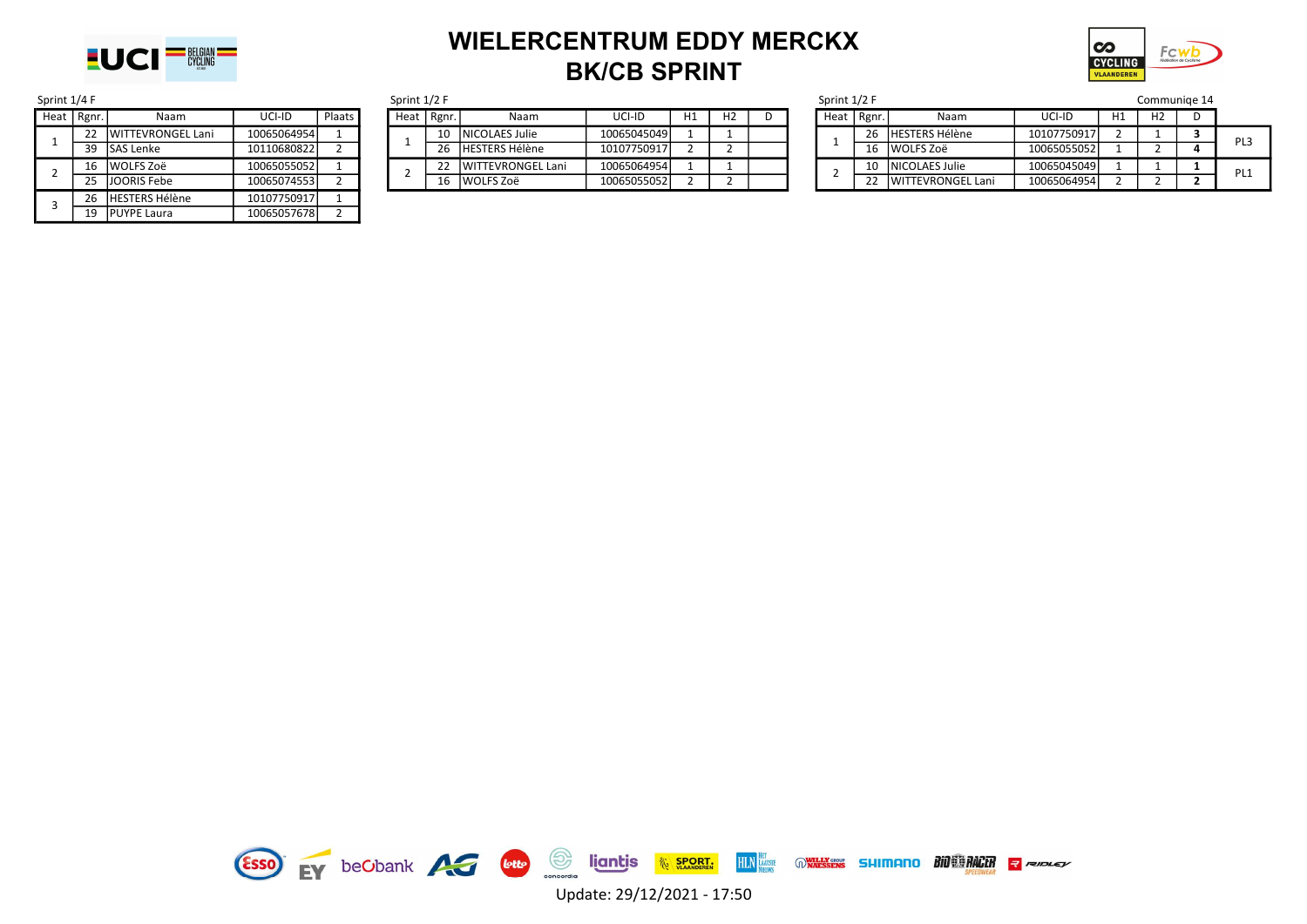# WIELERCENTRUM EDDY MERCKX
# BK/CB SPRINT

Sprint 1/4 F

| Heat | Rgnr. | Naam | UCI-ID | Plaats |
|---|---|---|---|---|
| 1 | 22 | WITTEVRONGEL Lani | 10065064954 | 1 |
| | 39 | SAS Lenke | 10110680822 | 2 |
| 2 | 16 | WOLFS Zoë | 10065055052 | 1 |
| | 25 | JOORIS Febe | 10065074553 | 2 |
| 3 | 26 | HESTERS Hélène | 10107750917 | 1 |
| | 19 | PUYPE Laura | 10065057678 | 2 |

Sprint 1/2 F

| Heat | Rgnr. | Naam | UCI-ID | H1 | H2 | D |
|---|---|---|---|---|---|---|
| 1 | 10 | NICOLAES Julie | 10065045049 | 1 | 1 | |
| | 26 | HESTERS Hélène | 10107750917 | 2 | 2 | |
| 2 | 22 | WITTEVRONGEL Lani | 10065064954 | 1 | 1 | |
| | 16 | WOLFS Zoë | 10065055052 | 2 | 2 | |

Sprint 1/2 F

Communiqe 14

| Heat | Rgnr. | Naam | UCI-ID | H1 | H2 | D | |
|---|---|---|---|---|---|---|---|
| 1 | 26 | HESTERS Hélène | 10107750917 | 2 | 1 | **3** | PL3 |
| | 16 | WOLFS Zoë | 10065055052 | 1 | 2 | **4** | |
| 2 | 10 | NICOLAES Julie | 10065045049 | 1 | 1 | **1** | PL1 |
| | 22 | WITTEVRONGEL Lani | 10065064954 | 2 | 2 | **2** | |

Update: 29/12/2021 - 17:50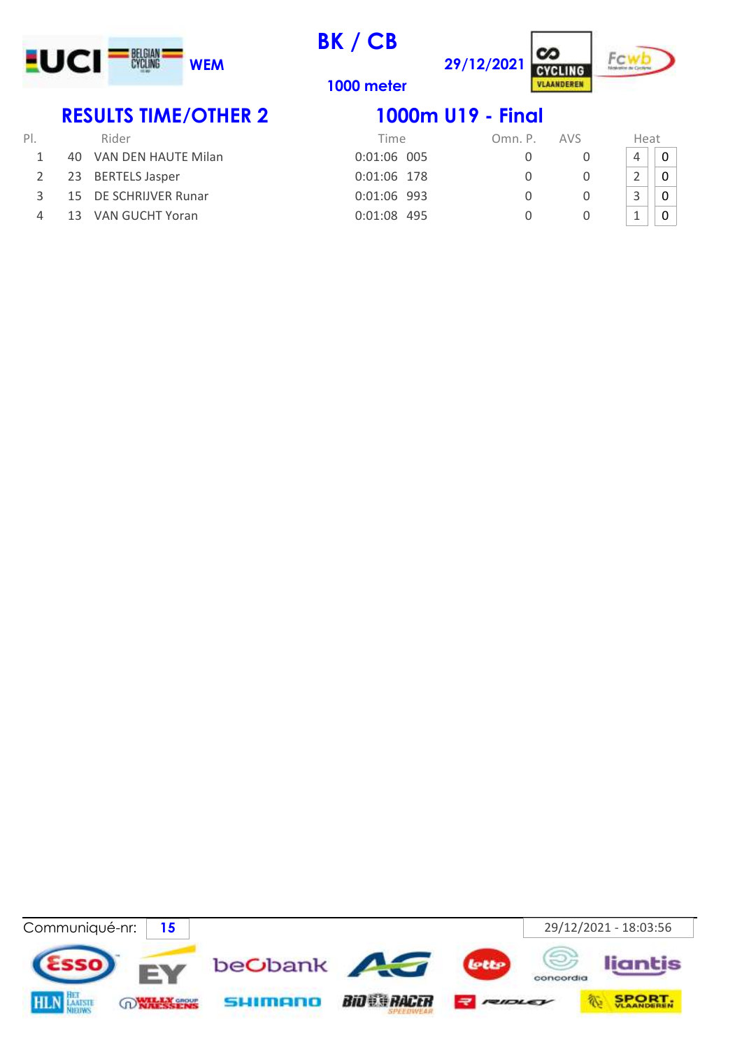**WEM**

# BK / CB

**1000 meter**

**29/12/2021**

## RESULTS TIME/OTHER 2

## 1000m U19 - Final

| Pl. | | Rider | Time | | Omn. P. | AVS | Heat | |
|---|---|---|---|---|---|---|---|---|
| 1 | 40 | VAN DEN HAUTE Milan | 0:01:06 | 005 | 0 | 0 | 4 | 0 |
| 2 | 23 | BERTELS Jasper | 0:01:06 | 178 | 0 | 0 | 2 | 0 |
| 3 | 15 | DE SCHRIJVER Runar | 0:01:06 | 993 | 0 | 0 | 3 | 0 |
| 4 | 13 | VAN GUCHT Yoran | 0:01:08 | 495 | 0 | 0 | 1 | 0 |

Communiqué-nr: 15

29/12/2021 - 18:03:56